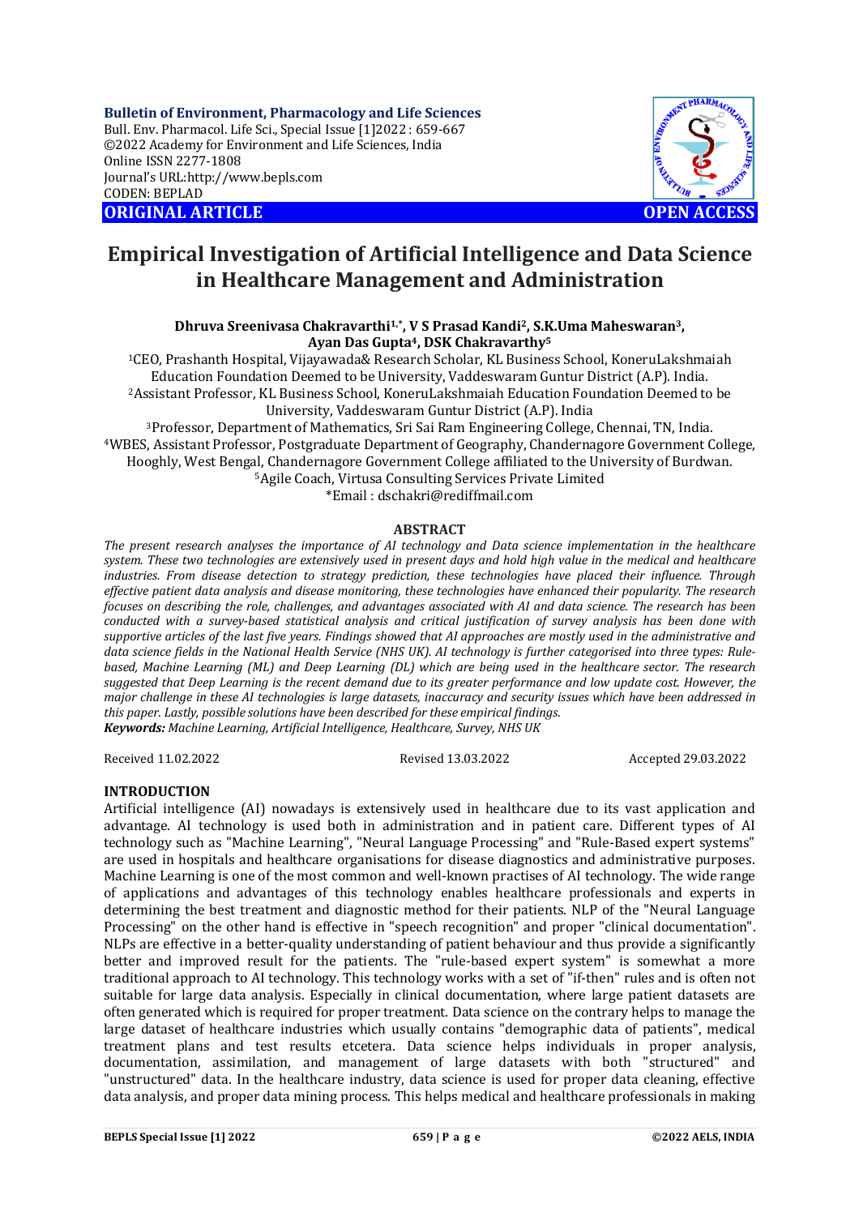Bulletin of Environment, Pharmacology and Life Sciences
Bull. Env. Pharmacol. Life Sci., Special Issue [1]2022 : 659-667
©2022 Academy for Environment and Life Sciences, India
Online ISSN 2277-1808
Journal's URL:http://www.bepls.com
CODEN: BEPLAD

**ORIGINAL ARTICLE** **OPEN ACCESS**

# Empirical Investigation of Artificial Intelligence and Data Science in Healthcare Management and Administration

**Dhruva Sreenivasa Chakravarthi[1,*], V S Prasad Kandi[2], S.K.Uma Maheswaran[3], Ayan Das Gupta[4], DSK Chakravarthy[5]**

[1]CEO, Prashanth Hospital, Vijayawada& Research Scholar, KL Business School, KoneruLakshmaiah Education Foundation Deemed to be University, Vaddeswaram Guntur District (A.P). India.
[2]Assistant Professor, KL Business School, KoneruLakshmaiah Education Foundation Deemed to be University, Vaddeswaram Guntur District (A.P). India
[3]Professor, Department of Mathematics, Sri Sai Ram Engineering College, Chennai, TN, India.
[4]WBES, Assistant Professor, Postgraduate Department of Geography, Chandernagore Government College, Hooghly, West Bengal, Chandernagore Government College affiliated to the University of Burdwan.
[5]Agile Coach, Virtusa Consulting Services Private Limited
*Email : dschakri@rediffmail.com

## ABSTRACT

*The present research analyses the importance of AI technology and Data science implementation in the healthcare system. These two technologies are extensively used in present days and hold high value in the medical and healthcare industries. From disease detection to strategy prediction, these technologies have placed their influence. Through effective patient data analysis and disease monitoring, these technologies have enhanced their popularity. The research focuses on describing the role, challenges, and advantages associated with AI and data science. The research has been conducted with a survey-based statistical analysis and critical justification of survey analysis has been done with supportive articles of the last five years. Findings showed that AI approaches are mostly used in the administrative and data science fields in the National Health Service (NHS UK). AI technology is further categorised into three types: Rule-based, Machine Learning (ML) and Deep Learning (DL) which are being used in the healthcare sector. The research suggested that Deep Learning is the recent demand due to its greater performance and low update cost. However, the major challenge in these AI technologies is large datasets, inaccuracy and security issues which have been addressed in this paper. Lastly, possible solutions have been described for these empirical findings.*

***Keywords:*** *Machine Learning, Artificial Intelligence, Healthcare, Survey, NHS UK*

Received 11.02.2022 Revised 13.03.2022 Accepted 29.03.2022

## INTRODUCTION

Artificial intelligence (AI) nowadays is extensively used in healthcare due to its vast application and advantage. AI technology is used both in administration and in patient care. Different types of AI technology such as "Machine Learning", "Neural Language Processing" and "Rule-Based expert systems" are used in hospitals and healthcare organisations for disease diagnostics and administrative purposes. Machine Learning is one of the most common and well-known practises of AI technology. The wide range of applications and advantages of this technology enables healthcare professionals and experts in determining the best treatment and diagnostic method for their patients. NLP of the "Neural Language Processing" on the other hand is effective in "speech recognition" and proper "clinical documentation". NLPs are effective in a better-quality understanding of patient behaviour and thus provide a significantly better and improved result for the patients. The "rule-based expert system" is somewhat a more traditional approach to AI technology. This technology works with a set of "if-then" rules and is often not suitable for large data analysis. Especially in clinical documentation, where large patient datasets are often generated which is required for proper treatment. Data science on the contrary helps to manage the large dataset of healthcare industries which usually contains "demographic data of patients", medical treatment plans and test results etcetera. Data science helps individuals in proper analysis, documentation, assimilation, and management of large datasets with both "structured" and "unstructured" data. In the healthcare industry, data science is used for proper data cleaning, effective data analysis, and proper data mining process. This helps medical and healthcare professionals in making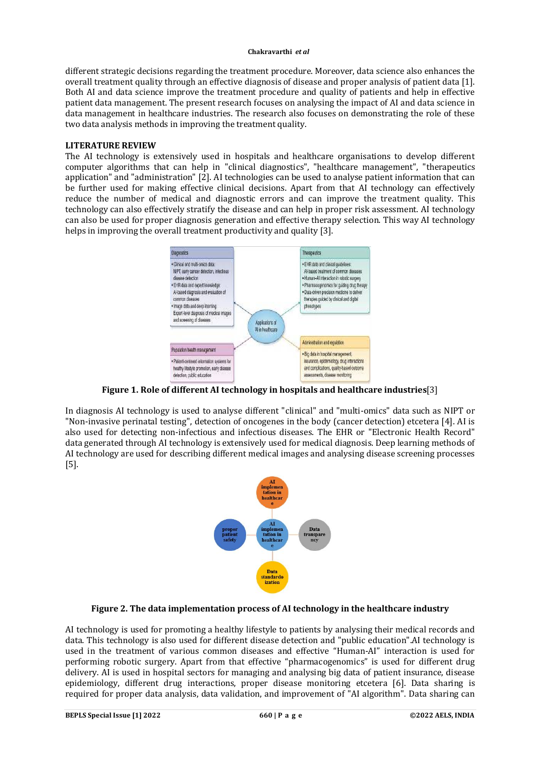different strategic decisions regarding the treatment procedure. Moreover, data science also enhances the overall treatment quality through an effective diagnosis of disease and proper analysis of patient data [1]. Both AI and data science improve the treatment procedure and quality of patients and help in effective patient data management. The present research focuses on analysing the impact of AI and data science in data management in healthcare industries. The research also focuses on demonstrating the role of these two data analysis methods in improving the treatment quality.

## LITERATURE REVIEW

The AI technology is extensively used in hospitals and healthcare organisations to develop different computer algorithms that can help in "clinical diagnostics", "healthcare management", "therapeutics application" and "administration" [2]. AI technologies can be used to analyse patient information that can be further used for making effective clinical decisions. Apart from that AI technology can effectively reduce the number of medical and diagnostic errors and can improve the treatment quality. This technology can also effectively stratify the disease and can help in proper risk assessment. AI technology can also be used for proper diagnosis generation and effective therapy selection. This way AI technology helps in improving the overall treatment productivity and quality [3].

**Figure 1. Role of different AI technology in hospitals and healthcare industries**[3]

In diagnosis AI technology is used to analyse different "clinical" and "multi-omics" data such as NIPT or "Non-invasive perinatal testing", detection of oncogenes in the body (cancer detection) etcetera [4]. AI is also used for detecting non-infectious and infectious diseases. The EHR or "Electronic Health Record" data generated through AI technology is extensively used for medical diagnosis. Deep learning methods of AI technology are used for describing different medical images and analysing disease screening processes [5].

**Figure 2. The data implementation process of AI technology in the healthcare industry**

AI technology is used for promoting a healthy lifestyle to patients by analysing their medical records and data. This technology is also used for different disease detection and "public education".AI technology is used in the treatment of various common diseases and effective "Human-AI" interaction is used for performing robotic surgery. Apart from that effective "pharmacogenomics" is used for different drug delivery. AI is used in hospital sectors for managing and analysing big data of patient insurance, disease epidemiology, different drug interactions, proper disease monitoring etcetera [6]. Data sharing is required for proper data analysis, data validation, and improvement of "AI algorithm". Data sharing can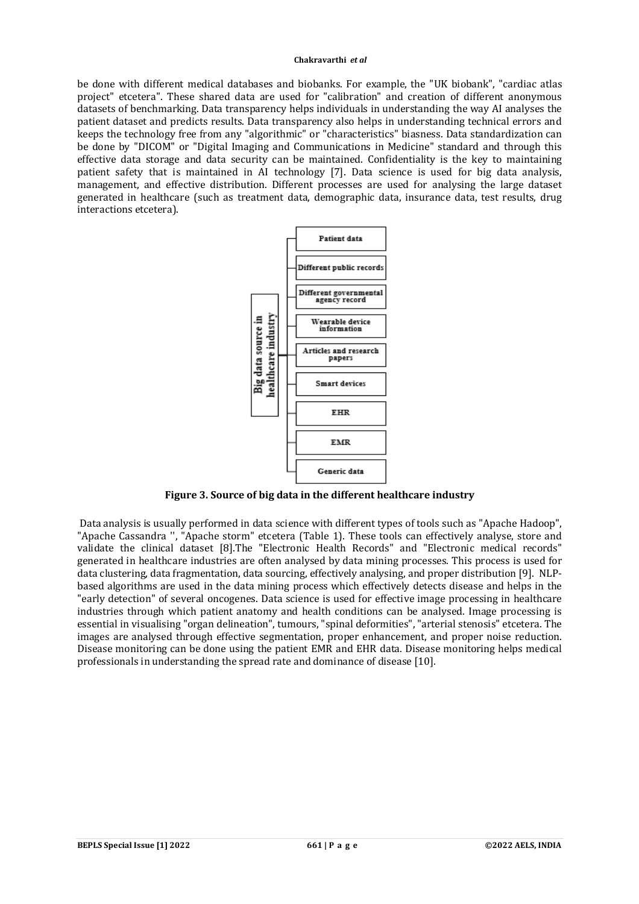be done with different medical databases and biobanks. For example, the "UK biobank", "cardiac atlas project" etcetera". These shared data are used for "calibration" and creation of different anonymous datasets of benchmarking. Data transparency helps individuals in understanding the way AI analyses the patient dataset and predicts results. Data transparency also helps in understanding technical errors and keeps the technology free from any "algorithmic" or "characteristics" biasness. Data standardization can be done by "DICOM" or "Digital Imaging and Communications in Medicine" standard and through this effective data storage and data security can be maintained. Confidentiality is the key to maintaining patient safety that is maintained in AI technology [7]. Data science is used for big data analysis, management, and effective distribution. Different processes are used for analysing the large dataset generated in healthcare (such as treatment data, demographic data, insurance data, test results, drug interactions etcetera).

Big data source in healthcare industry

- Patient data
- Different public records
- Different governmental agency record
- Wearable device information
- Articles and research papers
- Smart devices
- EHR
- EMR
- Generic data

**Figure 3. Source of big data in the different healthcare industry**

Data analysis is usually performed in data science with different types of tools such as "Apache Hadoop", "Apache Cassandra '', "Apache storm" etcetera (Table 1). These tools can effectively analyse, store and validate the clinical dataset [8].The "Electronic Health Records" and "Electronic medical records" generated in healthcare industries are often analysed by data mining processes. This process is used for data clustering, data fragmentation, data sourcing, effectively analysing, and proper distribution [9]. NLP-based algorithms are used in the data mining process which effectively detects disease and helps in the "early detection" of several oncogenes. Data science is used for effective image processing in healthcare industries through which patient anatomy and health conditions can be analysed. Image processing is essential in visualising "organ delineation", tumours, "spinal deformities", "arterial stenosis" etcetera. The images are analysed through effective segmentation, proper enhancement, and proper noise reduction. Disease monitoring can be done using the patient EMR and EHR data. Disease monitoring helps medical professionals in understanding the spread rate and dominance of disease [10].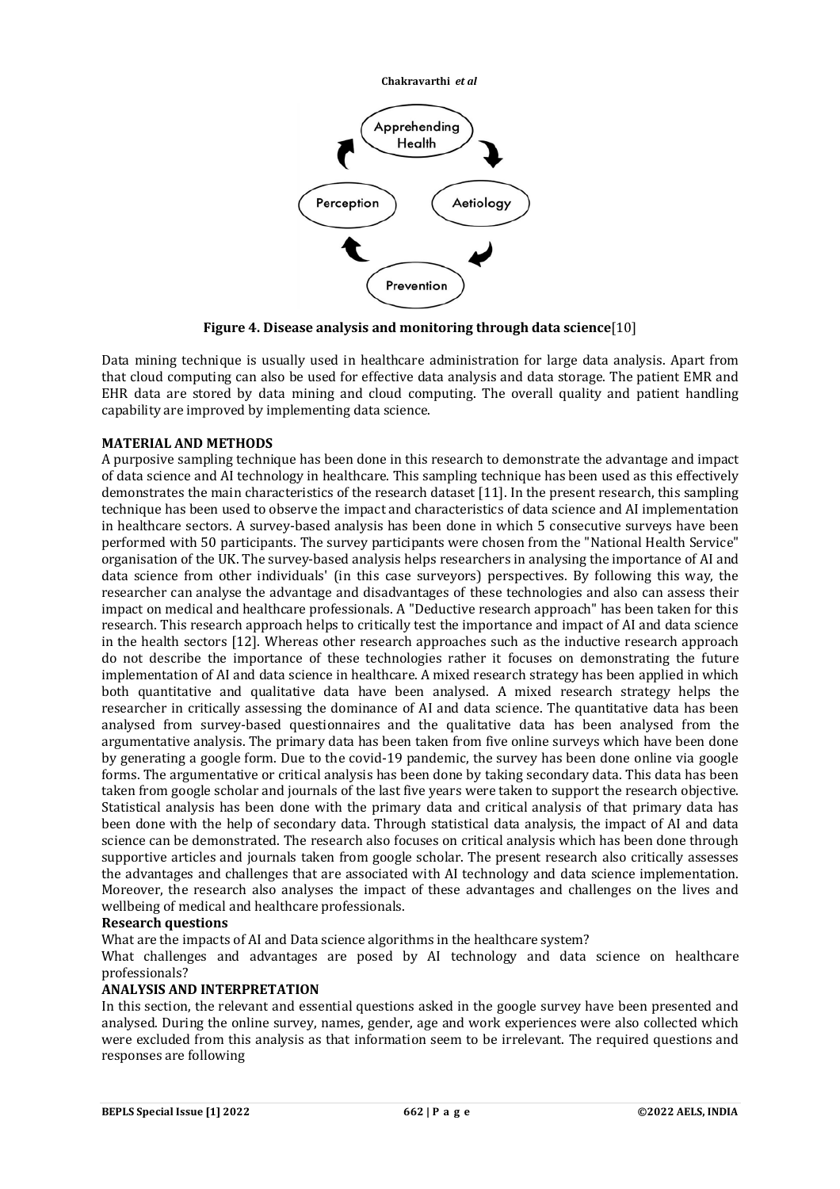**Figure 4. Disease analysis and monitoring through data science**[10]

Data mining technique is usually used in healthcare administration for large data analysis. Apart from that cloud computing can also be used for effective data analysis and data storage. The patient EMR and EHR data are stored by data mining and cloud computing. The overall quality and patient handling capability are improved by implementing data science.

## MATERIAL AND METHODS

A purposive sampling technique has been done in this research to demonstrate the advantage and impact of data science and AI technology in healthcare. This sampling technique has been used as this effectively demonstrates the main characteristics of the research dataset [11]. In the present research, this sampling technique has been used to observe the impact and characteristics of data science and AI implementation in healthcare sectors. A survey-based analysis has been done in which 5 consecutive surveys have been performed with 50 participants. The survey participants were chosen from the "National Health Service" organisation of the UK. The survey-based analysis helps researchers in analysing the importance of AI and data science from other individuals' (in this case surveyors) perspectives. By following this way, the researcher can analyse the advantage and disadvantages of these technologies and also can assess their impact on medical and healthcare professionals. A "Deductive research approach" has been taken for this research. This research approach helps to critically test the importance and impact of AI and data science in the health sectors [12]. Whereas other research approaches such as the inductive research approach do not describe the importance of these technologies rather it focuses on demonstrating the future implementation of AI and data science in healthcare. A mixed research strategy has been applied in which both quantitative and qualitative data have been analysed. A mixed research strategy helps the researcher in critically assessing the dominance of AI and data science. The quantitative data has been analysed from survey-based questionnaires and the qualitative data has been analysed from the argumentative analysis. The primary data has been taken from five online surveys which have been done by generating a google form. Due to the covid-19 pandemic, the survey has been done online via google forms. The argumentative or critical analysis has been done by taking secondary data. This data has been taken from google scholar and journals of the last five years were taken to support the research objective. Statistical analysis has been done with the primary data and critical analysis of that primary data has been done with the help of secondary data. Through statistical data analysis, the impact of AI and data science can be demonstrated. The research also focuses on critical analysis which has been done through supportive articles and journals taken from google scholar. The present research also critically assesses the advantages and challenges that are associated with AI technology and data science implementation. Moreover, the research also analyses the impact of these advantages and challenges on the lives and wellbeing of medical and healthcare professionals.

### Research questions

What are the impacts of AI and Data science algorithms in the healthcare system?

What challenges and advantages are posed by AI technology and data science on healthcare professionals?

## ANALYSIS AND INTERPRETATION

In this section, the relevant and essential questions asked in the google survey have been presented and analysed. During the online survey, names, gender, age and work experiences were also collected which were excluded from this analysis as that information seem to be irrelevant. The required questions and responses are following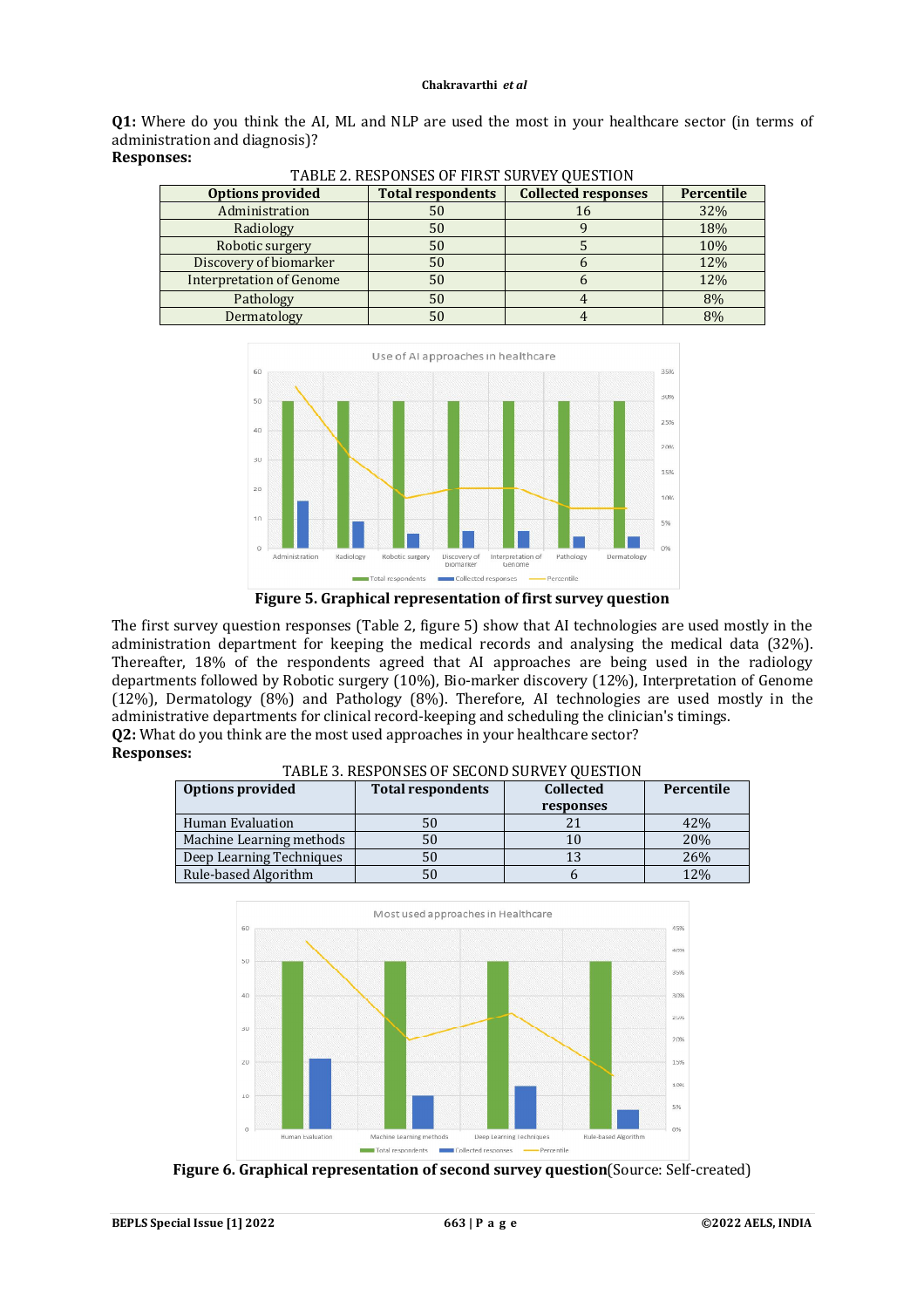**Q1:** Where do you think the AI, ML and NLP are used the most in your healthcare sector (in terms of administration and diagnosis)?

**Responses:**

TABLE 2. RESPONSES OF FIRST SURVEY QUESTION

| Options provided | Total respondents | Collected responses | Percentile |
|---|---|---|---|
| Administration | 50 | 16 | 32% |
| Radiology | 50 | 9 | 18% |
| Robotic surgery | 50 | 5 | 10% |
| Discovery of biomarker | 50 | 6 | 12% |
| Interpretation of Genome | 50 | 6 | 12% |
| Pathology | 50 | 4 | 8% |
| Dermatology | 50 | 4 | 8% |

**Figure 5. Graphical representation of first survey question**

The first survey question responses (Table 2, figure 5) show that AI technologies are used mostly in the administration department for keeping the medical records and analysing the medical data (32%). Thereafter, 18% of the respondents agreed that AI approaches are being used in the radiology departments followed by Robotic surgery (10%), Bio-marker discovery (12%), Interpretation of Genome (12%), Dermatology (8%) and Pathology (8%). Therefore, AI technologies are used mostly in the administrative departments for clinical record-keeping and scheduling the clinician's timings.

**Q2:** What do you think are the most used approaches in your healthcare sector?

**Responses:**

TABLE 3. RESPONSES OF SECOND SURVEY QUESTION

| Options provided | Total respondents | Collected responses | Percentile |
|---|---|---|---|
| Human Evaluation | 50 | 21 | 42% |
| Machine Learning methods | 50 | 10 | 20% |
| Deep Learning Techniques | 50 | 13 | 26% |
| Rule-based Algorithm | 50 | 6 | 12% |

**Figure 6. Graphical representation of second survey question**(Source: Self-created)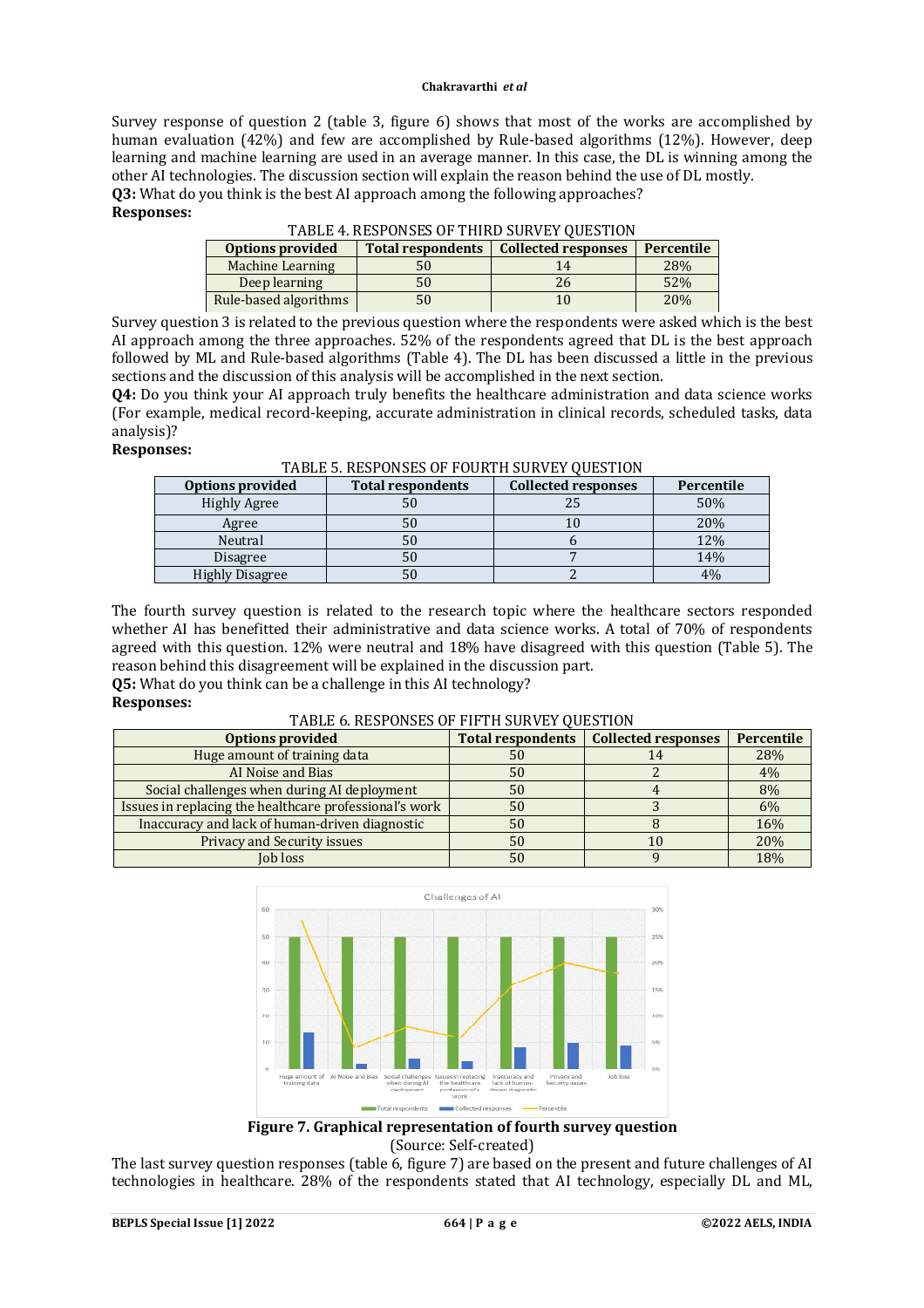Survey response of question 2 (table 3, figure 6) shows that most of the works are accomplished by human evaluation (42%) and few are accomplished by Rule-based algorithms (12%). However, deep learning and machine learning are used in an average manner. In this case, the DL is winning among the other AI technologies. The discussion section will explain the reason behind the use of DL mostly.

**Q3:** What do you think is the best AI approach among the following approaches?

**Responses:**

TABLE 4. RESPONSES OF THIRD SURVEY QUESTION

| Options provided | Total respondents | Collected responses | Percentile |
|---|---|---|---|
| Machine Learning | 50 | 14 | 28% |
| Deep learning | 50 | 26 | 52% |
| Rule-based algorithms | 50 | 10 | 20% |

Survey question 3 is related to the previous question where the respondents were asked which is the best AI approach among the three approaches. 52% of the respondents agreed that DL is the best approach followed by ML and Rule-based algorithms (Table 4). The DL has been discussed a little in the previous sections and the discussion of this analysis will be accomplished in the next section.

**Q4:** Do you think your AI approach truly benefits the healthcare administration and data science works (For example, medical record-keeping, accurate administration in clinical records, scheduled tasks, data analysis)?

**Responses:**

TABLE 5. RESPONSES OF FOURTH SURVEY QUESTION

| Options provided | Total respondents | Collected responses | Percentile |
|---|---|---|---|
| Highly Agree | 50 | 25 | 50% |
| Agree | 50 | 10 | 20% |
| Neutral | 50 | 6 | 12% |
| Disagree | 50 | 7 | 14% |
| Highly Disagree | 50 | 2 | 4% |

The fourth survey question is related to the research topic where the healthcare sectors responded whether AI has benefitted their administrative and data science works. A total of 70% of respondents agreed with this question. 12% were neutral and 18% have disagreed with this question (Table 5). The reason behind this disagreement will be explained in the discussion part.

**Q5:** What do you think can be a challenge in this AI technology?

**Responses:**

TABLE 6. RESPONSES OF FIFTH SURVEY QUESTION

| Options provided | Total respondents | Collected responses | Percentile |
|---|---|---|---|
| Huge amount of training data | 50 | 14 | 28% |
| AI Noise and Bias | 50 | 2 | 4% |
| Social challenges when during AI deployment | 50 | 4 | 8% |
| Issues in replacing the healthcare professional's work | 50 | 3 | 6% |
| Inaccuracy and lack of human-driven diagnostic | 50 | 8 | 16% |
| Privacy and Security issues | 50 | 10 | 20% |
| Job loss | 50 | 9 | 18% |

**Figure 7. Graphical representation of fourth survey question**

(Source: Self-created)

The last survey question responses (table 6, figure 7) are based on the present and future challenges of AI technologies in healthcare. 28% of the respondents stated that AI technology, especially DL and ML,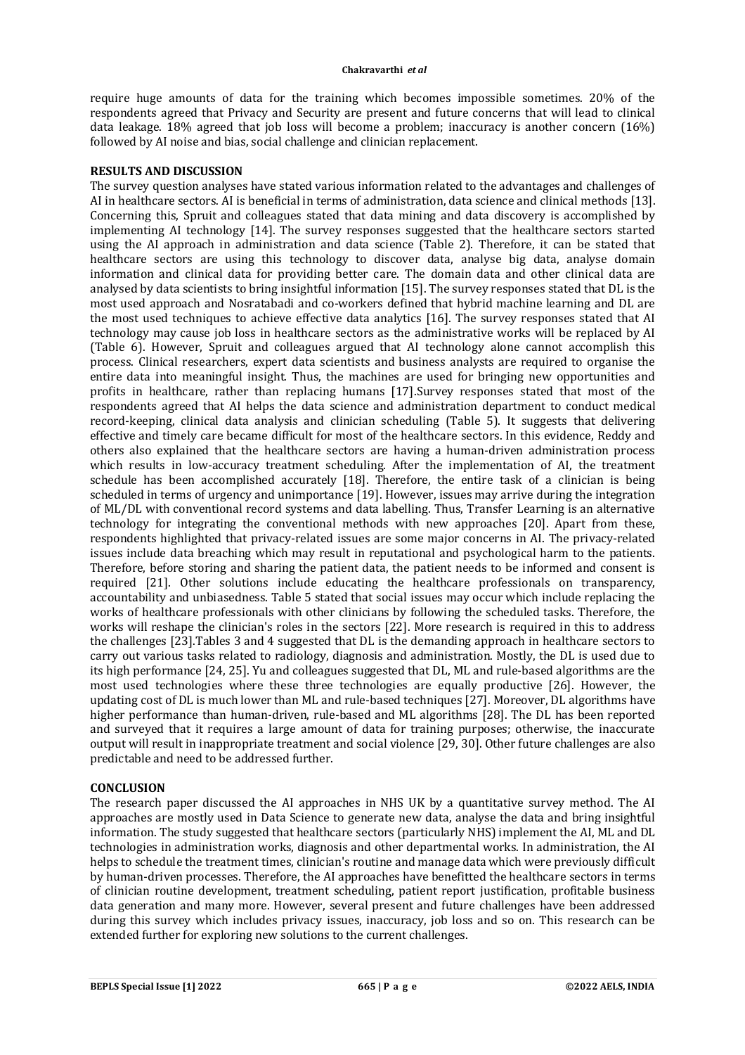require huge amounts of data for the training which becomes impossible sometimes. 20% of the respondents agreed that Privacy and Security are present and future concerns that will lead to clinical data leakage. 18% agreed that job loss will become a problem; inaccuracy is another concern (16%) followed by AI noise and bias, social challenge and clinician replacement.

## RESULTS AND DISCUSSION

The survey question analyses have stated various information related to the advantages and challenges of AI in healthcare sectors. AI is beneficial in terms of administration, data science and clinical methods [13]. Concerning this, Spruit and colleagues stated that data mining and data discovery is accomplished by implementing AI technology [14]. The survey responses suggested that the healthcare sectors started using the AI approach in administration and data science (Table 2). Therefore, it can be stated that healthcare sectors are using this technology to discover data, analyse big data, analyse domain information and clinical data for providing better care. The domain data and other clinical data are analysed by data scientists to bring insightful information [15]. The survey responses stated that DL is the most used approach and Nosratabadi and co-workers defined that hybrid machine learning and DL are the most used techniques to achieve effective data analytics [16]. The survey responses stated that AI technology may cause job loss in healthcare sectors as the administrative works will be replaced by AI (Table 6). However, Spruit and colleagues argued that AI technology alone cannot accomplish this process. Clinical researchers, expert data scientists and business analysts are required to organise the entire data into meaningful insight. Thus, the machines are used for bringing new opportunities and profits in healthcare, rather than replacing humans [17].Survey responses stated that most of the respondents agreed that AI helps the data science and administration department to conduct medical record-keeping, clinical data analysis and clinician scheduling (Table 5). It suggests that delivering effective and timely care became difficult for most of the healthcare sectors. In this evidence, Reddy and others also explained that the healthcare sectors are having a human-driven administration process which results in low-accuracy treatment scheduling. After the implementation of AI, the treatment schedule has been accomplished accurately [18]. Therefore, the entire task of a clinician is being scheduled in terms of urgency and unimportance [19]. However, issues may arrive during the integration of ML/DL with conventional record systems and data labelling. Thus, Transfer Learning is an alternative technology for integrating the conventional methods with new approaches [20]. Apart from these, respondents highlighted that privacy-related issues are some major concerns in AI. The privacy-related issues include data breaching which may result in reputational and psychological harm to the patients. Therefore, before storing and sharing the patient data, the patient needs to be informed and consent is required [21]. Other solutions include educating the healthcare professionals on transparency, accountability and unbiasedness. Table 5 stated that social issues may occur which include replacing the works of healthcare professionals with other clinicians by following the scheduled tasks. Therefore, the works will reshape the clinician's roles in the sectors [22]. More research is required in this to address the challenges [23].Tables 3 and 4 suggested that DL is the demanding approach in healthcare sectors to carry out various tasks related to radiology, diagnosis and administration. Mostly, the DL is used due to its high performance [24, 25]. Yu and colleagues suggested that DL, ML and rule-based algorithms are the most used technologies where these three technologies are equally productive [26]. However, the updating cost of DL is much lower than ML and rule-based techniques [27]. Moreover, DL algorithms have higher performance than human-driven, rule-based and ML algorithms [28]. The DL has been reported and surveyed that it requires a large amount of data for training purposes; otherwise, the inaccurate output will result in inappropriate treatment and social violence [29, 30]. Other future challenges are also predictable and need to be addressed further.

## CONCLUSION

The research paper discussed the AI approaches in NHS UK by a quantitative survey method. The AI approaches are mostly used in Data Science to generate new data, analyse the data and bring insightful information. The study suggested that healthcare sectors (particularly NHS) implement the AI, ML and DL technologies in administration works, diagnosis and other departmental works. In administration, the AI helps to schedule the treatment times, clinician's routine and manage data which were previously difficult by human-driven processes. Therefore, the AI approaches have benefitted the healthcare sectors in terms of clinician routine development, treatment scheduling, patient report justification, profitable business data generation and many more. However, several present and future challenges have been addressed during this survey which includes privacy issues, inaccuracy, job loss and so on. This research can be extended further for exploring new solutions to the current challenges.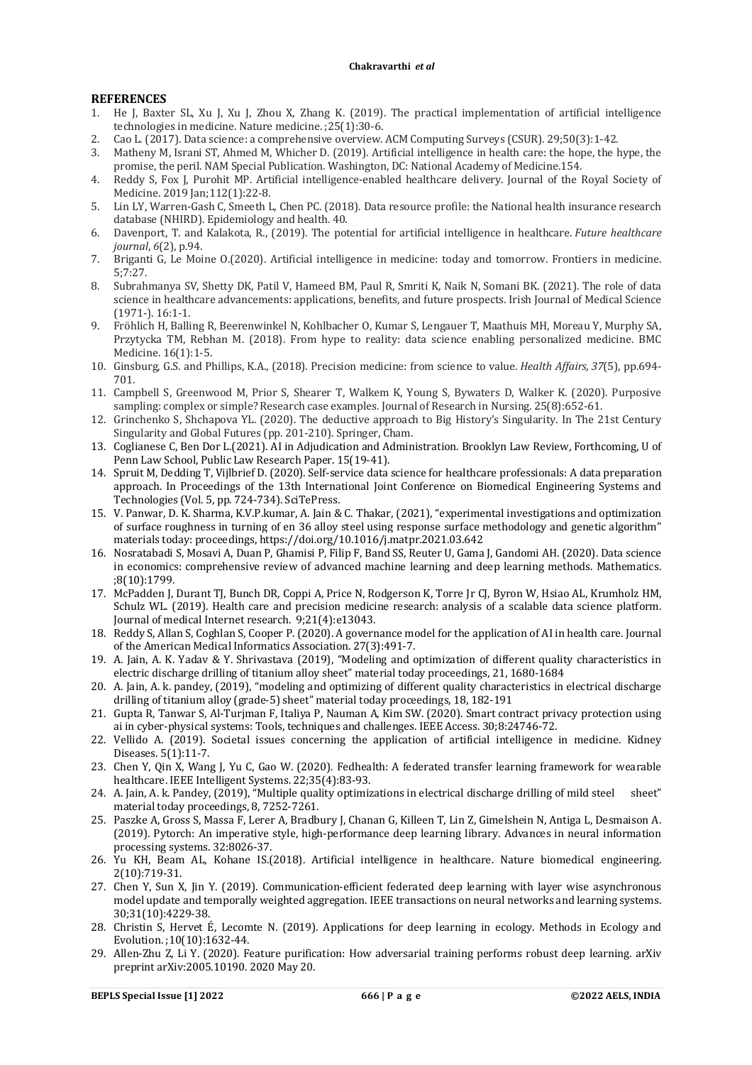## REFERENCES

1. He J, Baxter SL, Xu J, Xu J, Zhou X, Zhang K. (2019). The practical implementation of artificial intelligence technologies in medicine. Nature medicine. ;25(1):30-6.
2. Cao L. (2017). Data science: a comprehensive overview. ACM Computing Surveys (CSUR). 29;50(3):1-42.
3. Matheny M, Israni ST, Ahmed M, Whicher D. (2019). Artificial intelligence in health care: the hope, the hype, the promise, the peril. NAM Special Publication. Washington, DC: National Academy of Medicine.154.
4. Reddy S, Fox J, Purohit MP. Artificial intelligence-enabled healthcare delivery. Journal of the Royal Society of Medicine. 2019 Jan;112(1):22-8.
5. Lin LY, Warren-Gash C, Smeeth L, Chen PC. (2018). Data resource profile: the National health insurance research database (NHIRD). Epidemiology and health. 40.
6. Davenport, T. and Kalakota, R., (2019). The potential for artificial intelligence in healthcare. *Future healthcare journal*, *6*(2), p.94.
7. Briganti G, Le Moine O.(2020). Artificial intelligence in medicine: today and tomorrow. Frontiers in medicine. 5;7:27.
8. Subrahmanya SV, Shetty DK, Patil V, Hameed BM, Paul R, Smriti K, Naik N, Somani BK. (2021). The role of data science in healthcare advancements: applications, benefits, and future prospects. Irish Journal of Medical Science (1971-). 16:1-1.
9. Fröhlich H, Balling R, Beerenwinkel N, Kohlbacher O, Kumar S, Lengauer T, Maathuis MH, Moreau Y, Murphy SA, Przytycka TM, Rebhan M. (2018). From hype to reality: data science enabling personalized medicine. BMC Medicine. 16(1):1-5.
10. Ginsburg, G.S. and Phillips, K.A., (2018). Precision medicine: from science to value. *Health Affairs*, *37*(5), pp.694-701.
11. Campbell S, Greenwood M, Prior S, Shearer T, Walkem K, Young S, Bywaters D, Walker K. (2020). Purposive sampling: complex or simple? Research case examples. Journal of Research in Nursing. 25(8):652-61.
12. Grinchenko S, Shchapova YL. (2020). The deductive approach to Big History's Singularity. In The 21st Century Singularity and Global Futures (pp. 201-210). Springer, Cham.
13. Coglianese C, Ben Dor L.(2021). AI in Adjudication and Administration. Brooklyn Law Review, Forthcoming, U of Penn Law School, Public Law Research Paper. 15(19-41).
14. Spruit M, Dedding T, Vijlbrief D. (2020). Self-service data science for healthcare professionals: A data preparation approach. In Proceedings of the 13th International Joint Conference on Biomedical Engineering Systems and Technologies (Vol. 5, pp. 724-734). SciTePress.
15. V. Panwar, D. K. Sharma, K.V.P.kumar, A. Jain & C. Thakar, (2021), "experimental investigations and optimization of surface roughness in turning of en 36 alloy steel using response surface methodology and genetic algorithm" materials today: proceedings, https://doi.org/10.1016/j.matpr.2021.03.642
16. Nosratabadi S, Mosavi A, Duan P, Ghamisi P, Filip F, Band SS, Reuter U, Gama J, Gandomi AH. (2020). Data science in economics: comprehensive review of advanced machine learning and deep learning methods. Mathematics. ;8(10):1799.
17. McPadden J, Durant TJ, Bunch DR, Coppi A, Price N, Rodgerson K, Torre Jr CJ, Byron W, Hsiao AL, Krumholz HM, Schulz WL. (2019). Health care and precision medicine research: analysis of a scalable data science platform. Journal of medical Internet research. 9;21(4):e13043.
18. Reddy S, Allan S, Coghlan S, Cooper P. (2020). A governance model for the application of AI in health care. Journal of the American Medical Informatics Association. 27(3):491-7.
19. A. Jain, A. K. Yadav & Y. Shrivastava (2019), "Modeling and optimization of different quality characteristics in electric discharge drilling of titanium alloy sheet" material today proceedings, 21, 1680-1684
20. A. Jain, A. k. pandey, (2019), "modeling and optimizing of different quality characteristics in electrical discharge drilling of titanium alloy (grade-5) sheet" material today proceedings, 18, 182-191
21. Gupta R, Tanwar S, Al-Turjman F, Italiya P, Nauman A, Kim SW. (2020). Smart contract privacy protection using ai in cyber-physical systems: Tools, techniques and challenges. IEEE Access. 30;8:24746-72.
22. Vellido A. (2019). Societal issues concerning the application of artificial intelligence in medicine. Kidney Diseases. 5(1):11-7.
23. Chen Y, Qin X, Wang J, Yu C, Gao W. (2020). Fedhealth: A federated transfer learning framework for wearable healthcare. IEEE Intelligent Systems. 22;35(4):83-93.
24. A. Jain, A. k. Pandey, (2019), "Multiple quality optimizations in electrical discharge drilling of mild steel sheet" material today proceedings, 8, 7252-7261.
25. Paszke A, Gross S, Massa F, Lerer A, Bradbury J, Chanan G, Killeen T, Lin Z, Gimelshein N, Antiga L, Desmaison A. (2019). Pytorch: An imperative style, high-performance deep learning library. Advances in neural information processing systems. 32:8026-37.
26. Yu KH, Beam AL, Kohane IS.(2018). Artificial intelligence in healthcare. Nature biomedical engineering. 2(10):719-31.
27. Chen Y, Sun X, Jin Y. (2019). Communication-efficient federated deep learning with layer wise asynchronous model update and temporally weighted aggregation. IEEE transactions on neural networks and learning systems. 30;31(10):4229-38.
28. Christin S, Hervet É, Lecomte N. (2019). Applications for deep learning in ecology. Methods in Ecology and Evolution. ;10(10):1632-44.
29. Allen-Zhu Z, Li Y. (2020). Feature purification: How adversarial training performs robust deep learning. arXiv preprint arXiv:2005.10190. 2020 May 20.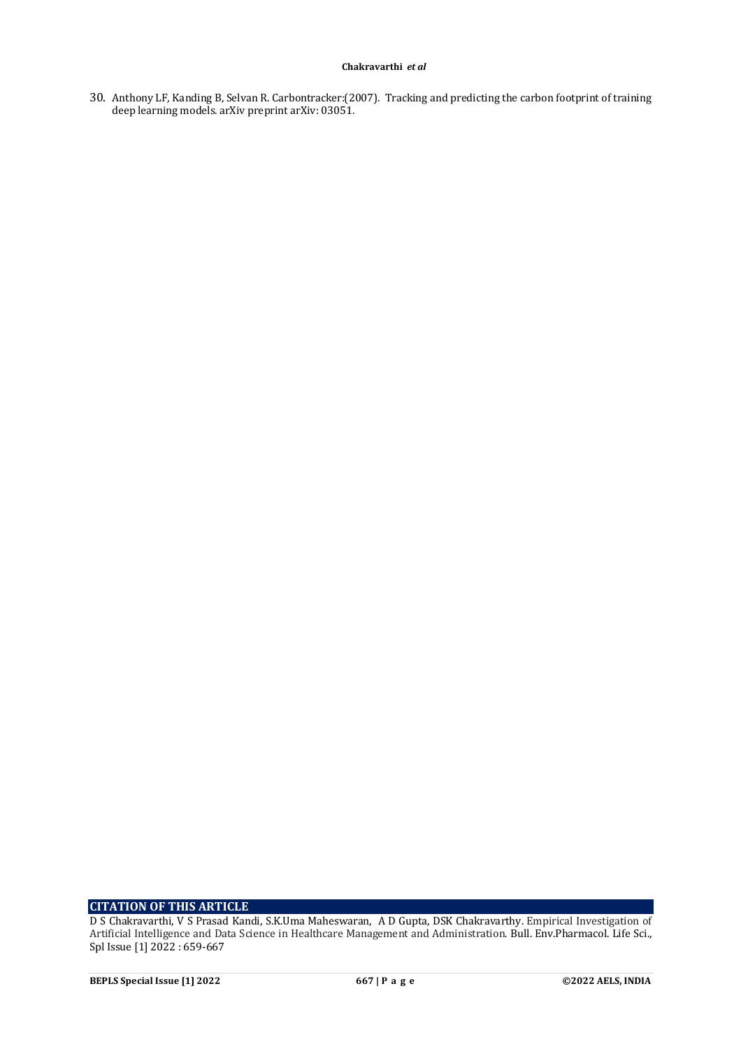30. Anthony LF, Kanding B, Selvan R. Carbontracker:(2007). Tracking and predicting the carbon footprint of training deep learning models. arXiv preprint arXiv: 03051.

**CITATION OF THIS ARTICLE**

D S Chakravarthi, V S Prasad Kandi, S.K.Uma Maheswaran, A D Gupta, DSK Chakravarthy. Empirical Investigation of Artificial Intelligence and Data Science in Healthcare Management and Administration. Bull. Env.Pharmacol. Life Sci., Spl Issue [1] 2022 : 659-667